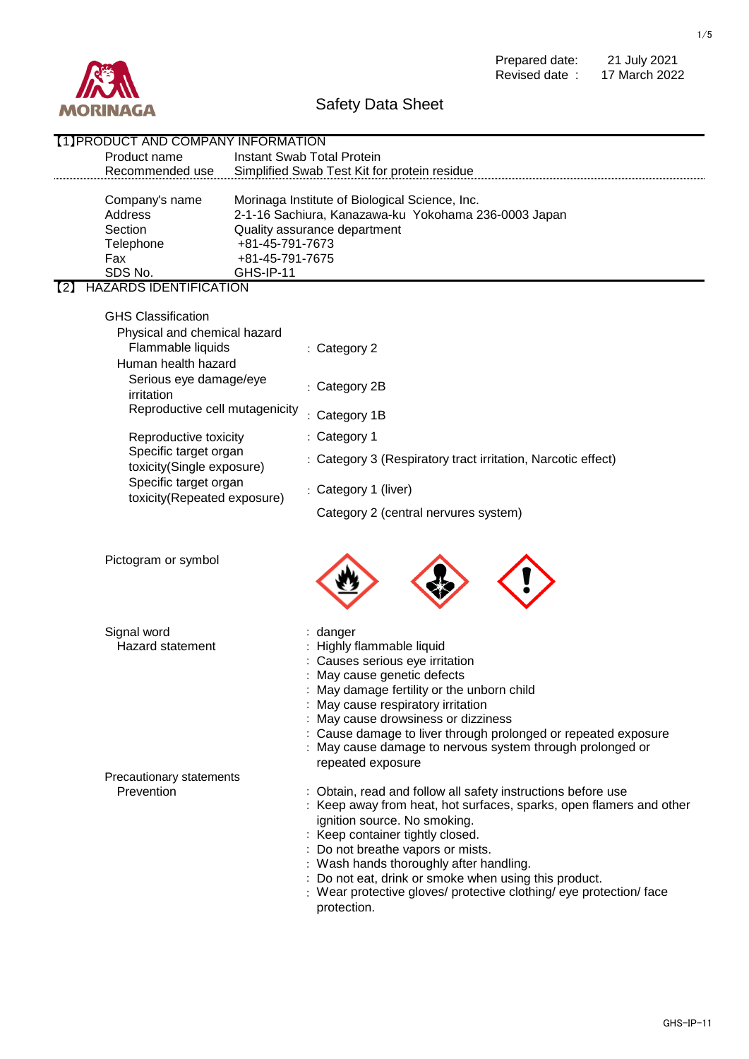Prepared date: 21 July 2021
Revised date : 17 March 2022

# Safety Data Sheet

## 【1】PRODUCT AND COMPANY INFORMATION

| | |
|---|---|
| Product name | Instant Swab Total Protein |
| Recommended use | Simplified Swab Test Kit for protein residue |

| | |
|---|---|
| Company's name | Morinaga Institute of Biological Science, Inc. |
| Address | 2-1-16 Sachiura, Kanazawa-ku Yokohama 236-0003 Japan |
| Section | Quality assurance department |
| Telephone | +81-45-791-7673 |
| Fax | +81-45-791-7675 |
| SDS No. | GHS-IP-11 |

## 【2】 HAZARDS IDENTIFICATION

GHS Classification

Physical and chemical hazard

- Flammable liquids : Category 2

Human health hazard

- Serious eye damage/eye irritation : Category 2B
- Reproductive cell mutagenicity : Category 1B
- Reproductive toxicity : Category 1
- Specific target organ toxicity(Single exposure) : Category 3 (Respiratory tract irritation, Narcotic effect)
- Specific target organ toxicity(Repeated exposure) : Category 1 (liver)
  Category 2 (central nervures system)

Pictogram or symbol

Signal word : danger

Hazard statement

: Highly flammable liquid
: Causes serious eye irritation
: May cause genetic defects
: May damage fertility or the unborn child
: May cause respiratory irritation
: May cause drowsiness or dizziness
: Cause damage to liver through prolonged or repeated exposure
: May cause damage to nervous system through prolonged or repeated exposure

Precautionary statements

Prevention

: Obtain, read and follow all safety instructions before use
: Keep away from heat, hot surfaces, sparks, open flamers and other ignition source. No smoking.
: Keep container tightly closed.
: Do not breathe vapors or mists.
: Wash hands thoroughly after handling.
: Do not eat, drink or smoke when using this product.
: Wear protective gloves/ protective clothing/ eye protection/ face protection.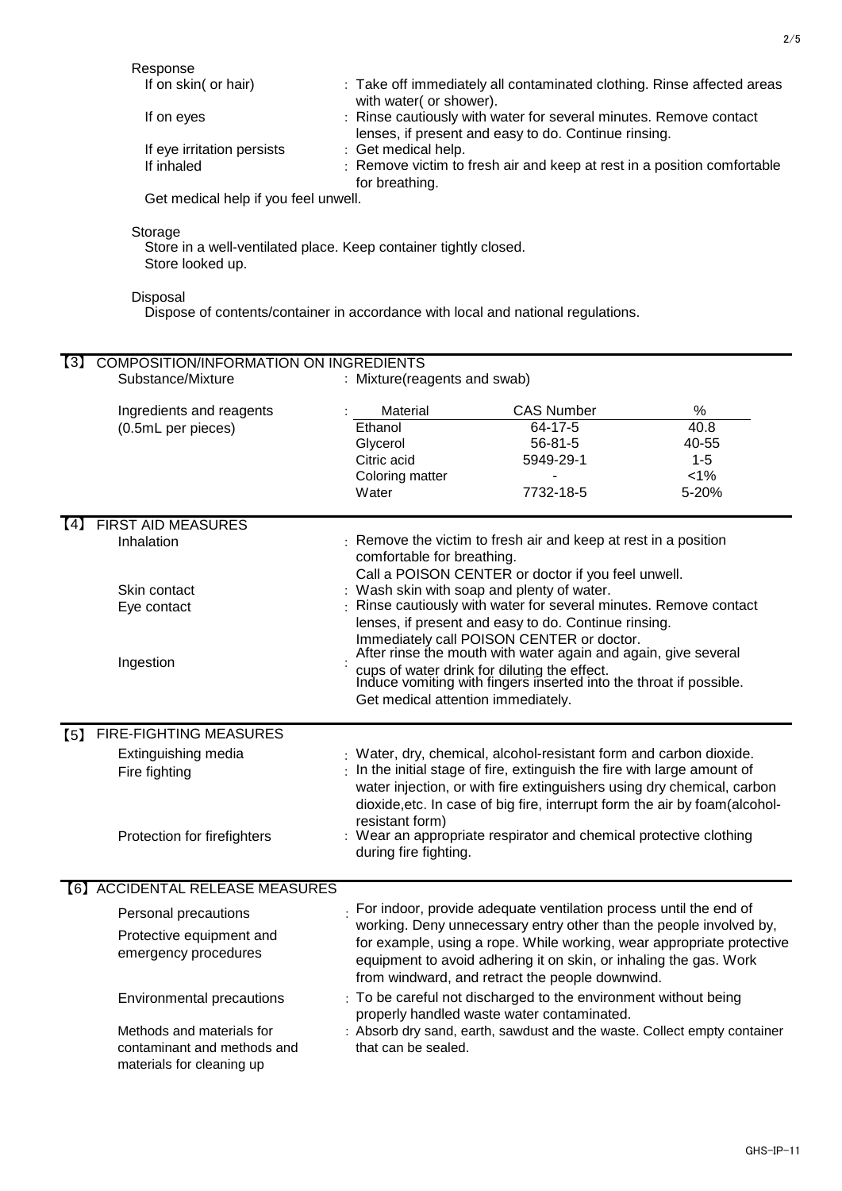Response

| | |
|---|---|
| If on skin( or hair) | : Take off immediately all contaminated clothing. Rinse affected areas with water( or shower). |
| If on eyes | : Rinse cautiously with water for several minutes. Remove contact lenses, if present and easy to do. Continue rinsing. |
| If eye irritation persists | : Get medical help. |
| If inhaled | : Remove victim to fresh air and keep at rest in a position comfortable for breathing. |

Get medical help if you feel unwell.

Storage

Store in a well-ventilated place. Keep container tightly closed.
Store looked up.

Disposal

Dispose of contents/container in accordance with local and national regulations.

## 【3】 COMPOSITION/INFORMATION ON INGREDIENTS

Substance/Mixture : Mixture(reagents and swab)

Ingredients and reagents (0.5mL per pieces) :

| Material | CAS Number | % |
|---|---|---|
| Ethanol | 64-17-5 | 40.8 |
| Glycerol | 56-81-5 | 40-55 |
| Citric acid | 5949-29-1 | 1-5 |
| Coloring matter | - | <1% |
| Water | 7732-18-5 | 5-20% |

## 【4】 FIRST AID MEASURES

| | |
|---|---|
| Inhalation | : Remove the victim to fresh air and keep at rest in a position comfortable for breathing. Call a POISON CENTER or doctor if you feel unwell. |
| Skin contact | : Wash skin with soap and plenty of water. |
| Eye contact | : Rinse cautiously with water for several minutes. Remove contact lenses, if present and easy to do. Continue rinsing. Immediately call POISON CENTER or doctor. |
| Ingestion | : After rinse the mouth with water again and again, give several cups of water drink for diluting the effect. Induce vomiting with fingers inserted into the throat if possible. Get medical attention immediately. |

## 【5】 FIRE-FIGHTING MEASURES

| | |
|---|---|
| Extinguishing media | : Water, dry, chemical, alcohol-resistant form and carbon dioxide. |
| Fire fighting | : In the initial stage of fire, extinguish the fire with large amount of water injection, or with fire extinguishers using dry chemical, carbon dioxide,etc. In case of big fire, interrupt form the air by foam(alcohol-resistant form) |
| Protection for firefighters | : Wear an appropriate respirator and chemical protective clothing during fire fighting. |

## 【6】 ACCIDENTAL RELEASE MEASURES

| | |
|---|---|
| Personal precautions<br>Protective equipment and emergency procedures | : For indoor, provide adequate ventilation process until the end of working. Deny unnecessary entry other than the people involved by, for example, using a rope. While working, wear appropriate protective equipment to avoid adhering it on skin, or inhaling the gas. Work from windward, and retract the people downwind. |
| Environmental precautions | : To be careful not discharged to the environment without being properly handled waste water contaminated. |
| Methods and materials for contaminant and methods and materials for cleaning up | : Absorb dry sand, earth, sawdust and the waste. Collect empty container that can be sealed. |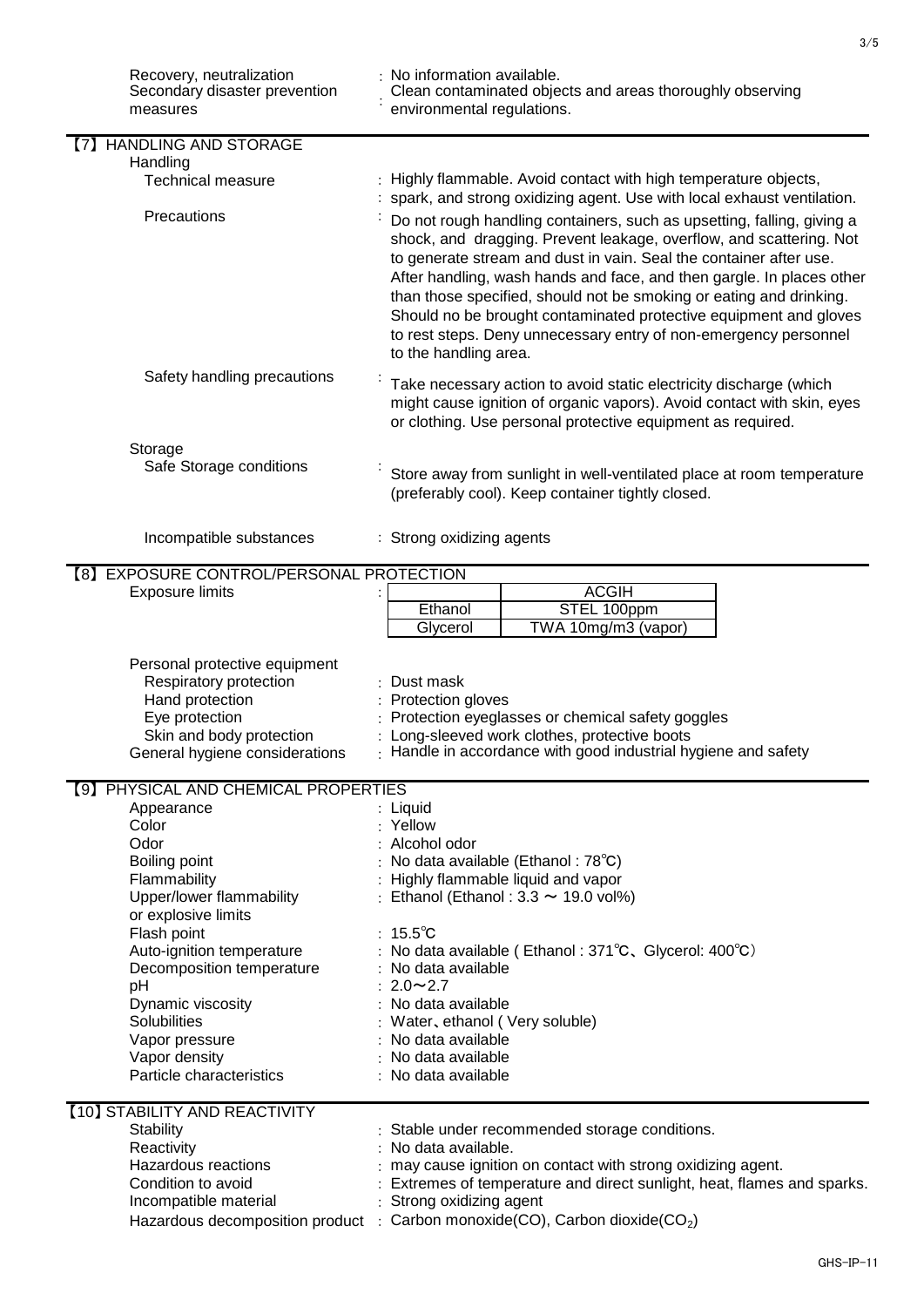| | |
|---|---|
| Recovery, neutralization | : No information available. |
| Secondary disaster prevention measures | : Clean contaminated objects and areas thoroughly observing environmental regulations. |

## 【7】 HANDLING AND STORAGE

**Handling**

| | |
|---|---|
| Technical measure | : Highly flammable. Avoid contact with high temperature objects, spark, and strong oxidizing agent. Use with local exhaust ventilation. |
| Precautions | : Do not rough handling containers, such as upsetting, falling, giving a shock, and dragging. Prevent leakage, overflow, and scattering. Not to generate stream and dust in vain. Seal the container after use. After handling, wash hands and face, and then gargle. In places other than those specified, should not be smoking or eating and drinking. Should no be brought contaminated protective equipment and gloves to rest steps. Deny unnecessary entry of non-emergency personnel to the handling area. |
| Safety handling precautions | : Take necessary action to avoid static electricity discharge (which might cause ignition of organic vapors). Avoid contact with skin, eyes or clothing. Use personal protective equipment as required. |

**Storage**

| | |
|---|---|
| Safe Storage conditions | : Store away from sunlight in well-ventilated place at room temperature (preferably cool). Keep container tightly closed. |
| Incompatible substances | : Strong oxidizing agents |

## 【8】 EXPOSURE CONTROL/PERSONAL PROTECTION

Exposure limits :

| | ACGIH |
|---|---|
| Ethanol | STEL 100ppm |
| Glycerol | TWA 10mg/m3 (vapor) |

**Personal protective equipment**

| | |
|---|---|
| Respiratory protection | : Dust mask |
| Hand protection | : Protection gloves |
| Eye protection | : Protection eyeglasses or chemical safety goggles |
| Skin and body protection | : Long-sleeved work clothes, protective boots |
| General hygiene considerations | : Handle in accordance with good industrial hygiene and safety |

## 【9】 PHYSICAL AND CHEMICAL PROPERTIES

| | |
|---|---|
| Appearance | : Liquid |
| Color | : Yellow |
| Odor | : Alcohol odor |
| Boiling point | : No data available (Ethanol : 78℃) |
| Flammability | : Highly flammable liquid and vapor |
| Upper/lower flammability or explosive limits | : Ethanol (Ethanol : 3.3 ～ 19.0 vol%) |
| Flash point | : 15.5℃ |
| Auto-ignition temperature | : No data available ( Ethanol : 371℃、Glycerol: 400℃) |
| Decomposition temperature | : No data available |
| pH | : 2.0～2.7 |
| Dynamic viscosity | : No data available |
| Solubilities | : Water、ethanol ( Very soluble) |
| Vapor pressure | : No data available |
| Vapor density | : No data available |
| Particle characteristics | : No data available |

## 【10】 STABILITY AND REACTIVITY

| | |
|---|---|
| Stability | : Stable under recommended storage conditions. |
| Reactivity | : No data available. |
| Hazardous reactions | : may cause ignition on contact with strong oxidizing agent. |
| Condition to avoid | : Extremes of temperature and direct sunlight, heat, flames and sparks. |
| Incompatible material | : Strong oxidizing agent |
| Hazardous decomposition product | : Carbon monoxide(CO), Carbon dioxide($CO_2$) |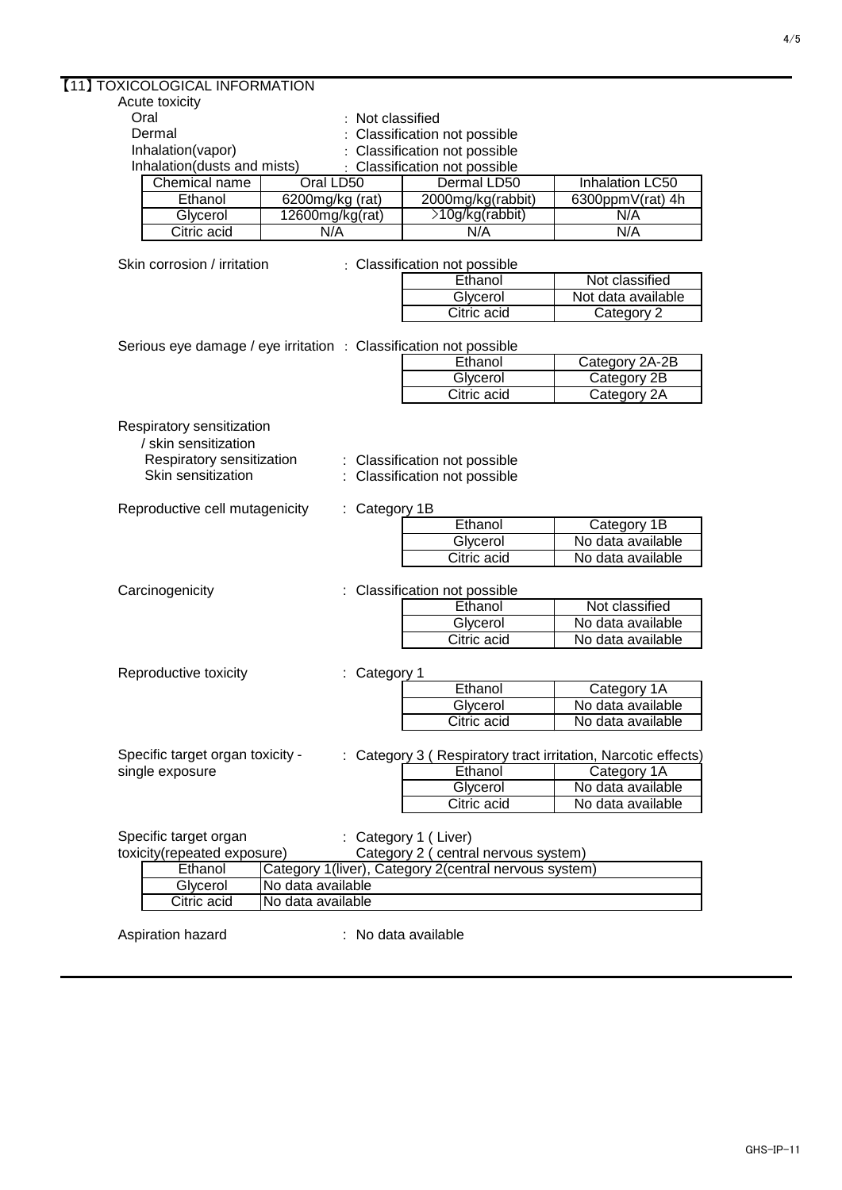## 【11】TOXICOLOGICAL INFORMATION

Acute toxicity

- Oral : Not classified
- Dermal : Classification not possible
- Inhalation(vapor) : Classification not possible
- Inhalation(dusts and mists) : Classification not possible

| Chemical name | Oral LD50 | Dermal LD50 | Inhalation LC50 |
|---|---|---|---|
| Ethanol | 6200mg/kg (rat) | 2000mg/kg(rabbit) | 6300ppmV(rat) 4h |
| Glycerol | 12600mg/kg(rat) | >10g/kg(rabbit) | N/A |
| Citric acid | N/A | N/A | N/A |

Skin corrosion / irritation : Classification not possible

| | |
|---|---|
| Ethanol | Not classified |
| Glycerol | Not data available |
| Citric acid | Category 2 |

Serious eye damage / eye irritation : Classification not possible

| | |
|---|---|
| Ethanol | Category 2A-2B |
| Glycerol | Category 2B |
| Citric acid | Category 2A |

Respiratory sensitization / skin sensitization

- Respiratory sensitization : Classification not possible
- Skin sensitization : Classification not possible

Reproductive cell mutagenicity : Category 1B

| | |
|---|---|
| Ethanol | Category 1B |
| Glycerol | No data available |
| Citric acid | No data available |

Carcinogenicity : Classification not possible

| | |
|---|---|
| Ethanol | Not classified |
| Glycerol | No data available |
| Citric acid | No data available |

Reproductive toxicity : Category 1

| | |
|---|---|
| Ethanol | Category 1A |
| Glycerol | No data available |
| Citric acid | No data available |

Specific target organ toxicity - single exposure : Category 3 ( Respiratory tract irritation, Narcotic effects)

| | |
|---|---|
| Ethanol | Category 1A |
| Glycerol | No data available |
| Citric acid | No data available |

Specific target organ toxicity(repeated exposure) : Category 1 ( Liver)
Category 2 ( central nervous system)

| | |
|---|---|
| Ethanol | Category 1(liver), Category 2(central nervous system) |
| Glycerol | No data available |
| Citric acid | No data available |

Aspiration hazard : No data available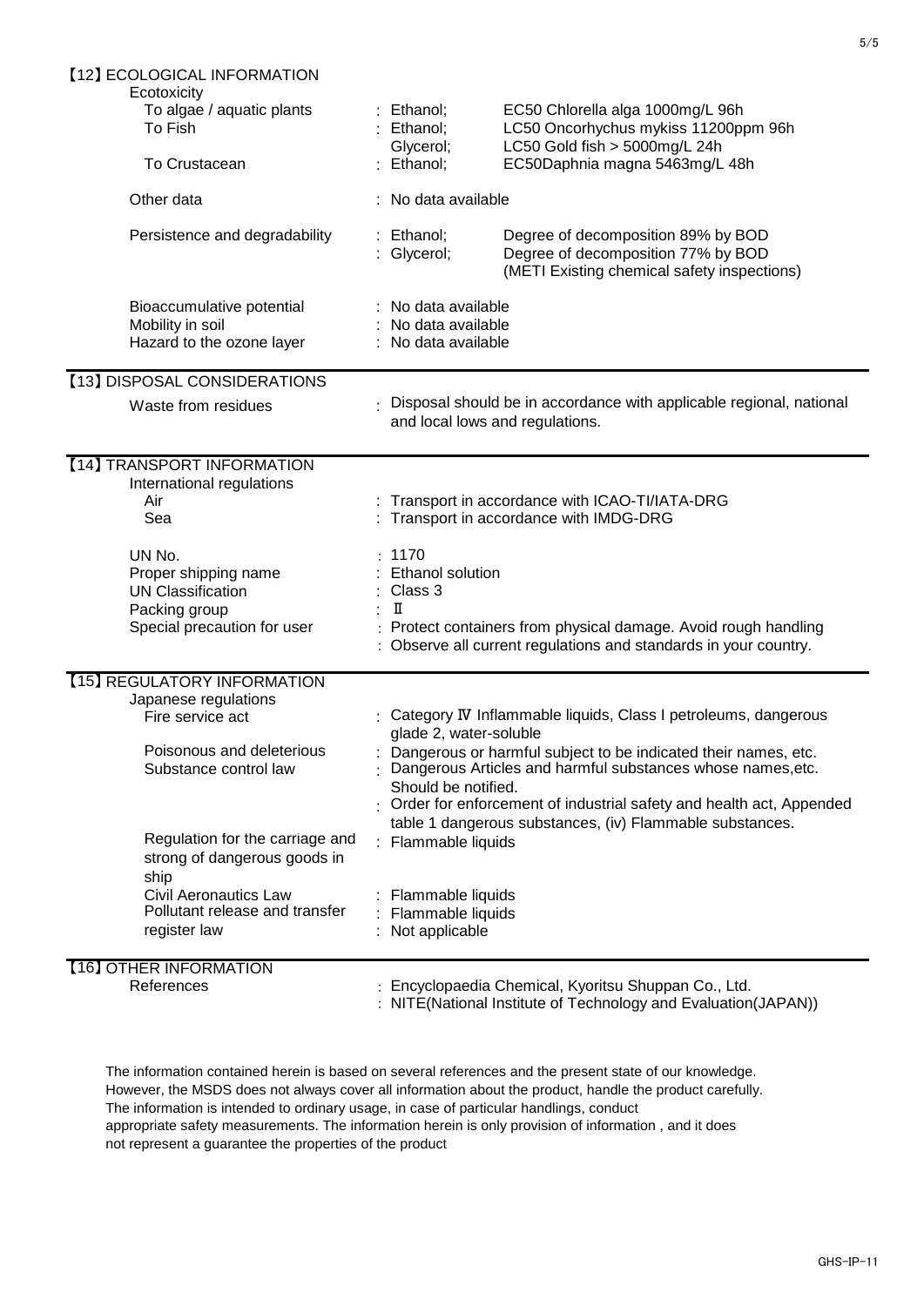## 【12】ECOLOGICAL INFORMATION

Ecotoxicity

| | | |
|---|---|---|
| To algae / aquatic plants | : Ethanol; | EC50 Chlorella alga 1000mg/L 96h |
| To Fish | : Ethanol; | LC50 Oncorhychus mykiss 11200ppm 96h |
| | Glycerol; | LC50 Gold fish > 5000mg/L 24h |
| To Crustacean | : Ethanol; | EC50Daphnia magna 5463mg/L 48h |
| Other data | : No data available | |
| Persistence and degradability | : Ethanol; | Degree of decomposition 89% by BOD |
| | : Glycerol; | Degree of decomposition 77% by BOD (METI Existing chemical safety inspections) |
| Bioaccumulative potential | : No data available | |
| Mobility in soil | : No data available | |
| Hazard to the ozone layer | : No data available | |

## 【13】DISPOSAL CONSIDERATIONS

Waste from residues : Disposal should be in accordance with applicable regional, national and local lows and regulations.

## 【14】TRANSPORT INFORMATION

International regulations

- Air : Transport in accordance with ICAO-TI/IATA-DRG
- Sea : Transport in accordance with IMDG-DRG

UN No. : 1170

Proper shipping name : Ethanol solution

UN Classification : Class 3

Packing group : Ⅱ

Special precaution for user : Protect containers from physical damage. Avoid rough handling
: Observe all current regulations and standards in your country.

## 【15】REGULATORY INFORMATION

Japanese regulations

Fire service act : Category Ⅳ Inflammable liquids, Class I petroleums, dangerous glade 2, water-soluble

Poisonous and deleterious Substance control law : Dangerous or harmful subject to be indicated their names, etc.
: Dangerous Articles and harmful substances whose names,etc. Should be notified.
: Order for enforcement of industrial safety and health act, Appended table 1 dangerous substances, (iv) Flammable substances.

Regulation for the carriage and strong of dangerous goods in ship : Flammable liquids

Civil Aeronautics Law : Flammable liquids

Pollutant release and transfer : Flammable liquids

register law : Not applicable

## 【16】OTHER INFORMATION

References : Encyclopaedia Chemical, Kyoritsu Shuppan Co., Ltd.
: NITE(National Institute of Technology and Evaluation(JAPAN))

The information contained herein is based on several references and the present state of our knowledge. However, the MSDS does not always cover all information about the product, handle the product carefully. The information is intended to ordinary usage, in case of particular handlings, conduct appropriate safety measurements. The information herein is only provision of information , and it does not represent a guarantee the properties of the product

GHS-IP-11